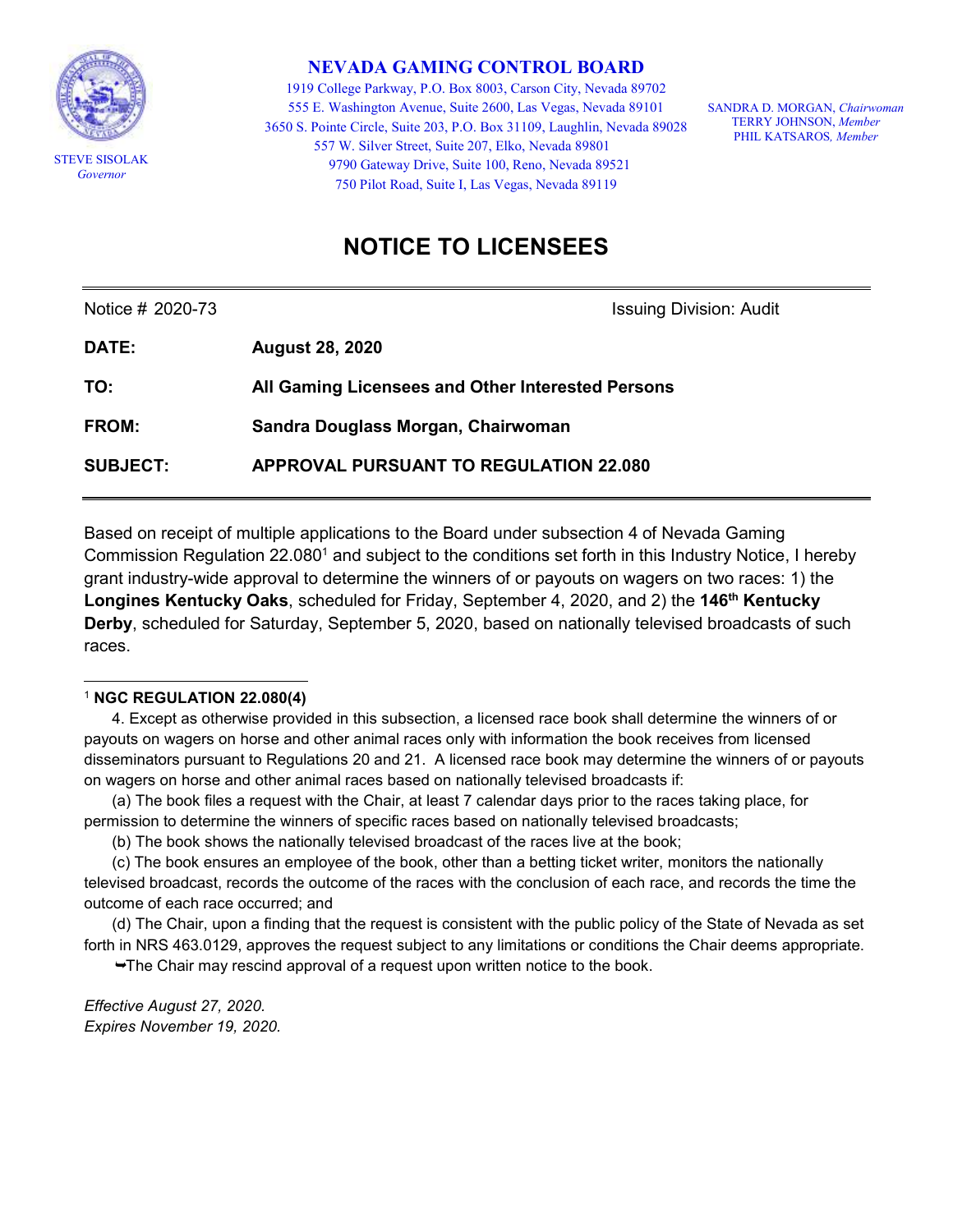STEVE SISOLAK
*Governor*

**NEVADA GAMING CONTROL BOARD**

1919 College Parkway, P.O. Box 8003, Carson City, Nevada 89702
555 E. Washington Avenue, Suite 2600, Las Vegas, Nevada 89101
3650 S. Pointe Circle, Suite 203, P.O. Box 31109, Laughlin, Nevada 89028
557 W. Silver Street, Suite 207, Elko, Nevada 89801
9790 Gateway Drive, Suite 100, Reno, Nevada 89521
750 Pilot Road, Suite I, Las Vegas, Nevada 89119

SANDRA D. MORGAN, *Chairwoman*
TERRY JOHNSON, *Member*
PHIL KATSAROS, *Member*

# NOTICE TO LICENSEES

Notice # 2020-73 | Issuing Division: Audit

**DATE:** **August 28, 2020**

**TO:** **All Gaming Licensees and Other Interested Persons**

**FROM:** **Sandra Douglass Morgan, Chairwoman**

**SUBJECT:** **APPROVAL PURSUANT TO REGULATION 22.080**

---

Based on receipt of multiple applications to the Board under subsection 4 of Nevada Gaming Commission Regulation 22.080[1] and subject to the conditions set forth in this Industry Notice, I hereby grant industry-wide approval to determine the winners of or payouts on wagers on two races: 1) the **Longines Kentucky Oaks**, scheduled for Friday, September 4, 2020, and 2) the **146th Kentucky Derby**, scheduled for Saturday, September 5, 2020, based on nationally televised broadcasts of such races.

---

[1] **NGC REGULATION 22.080(4)**

4. Except as otherwise provided in this subsection, a licensed race book shall determine the winners of or payouts on wagers on horse and other animal races only with information the book receives from licensed disseminators pursuant to Regulations 20 and 21. A licensed race book may determine the winners of or payouts on wagers on horse and other animal races based on nationally televised broadcasts if:

(a) The book files a request with the Chair, at least 7 calendar days prior to the races taking place, for permission to determine the winners of specific races based on nationally televised broadcasts;

(b) The book shows the nationally televised broadcast of the races live at the book;

(c) The book ensures an employee of the book, other than a betting ticket writer, monitors the nationally televised broadcast, records the outcome of the races with the conclusion of each race, and records the time the outcome of each race occurred; and

(d) The Chair, upon a finding that the request is consistent with the public policy of the State of Nevada as set forth in NRS 463.0129, approves the request subject to any limitations or conditions the Chair deems appropriate.

➥The Chair may rescind approval of a request upon written notice to the book.

*Effective August 27, 2020.*
*Expires November 19, 2020.*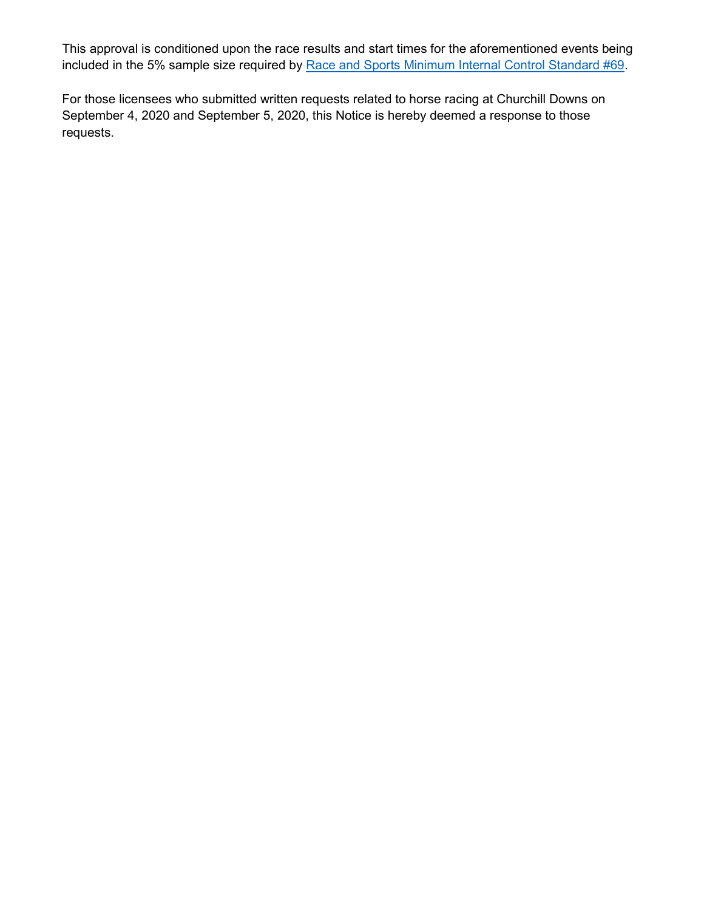This approval is conditioned upon the race results and start times for the aforementioned events being included in the 5% sample size required by Race and Sports Minimum Internal Control Standard #69.

For those licensees who submitted written requests related to horse racing at Churchill Downs on September 4, 2020 and September 5, 2020, this Notice is hereby deemed a response to those requests.